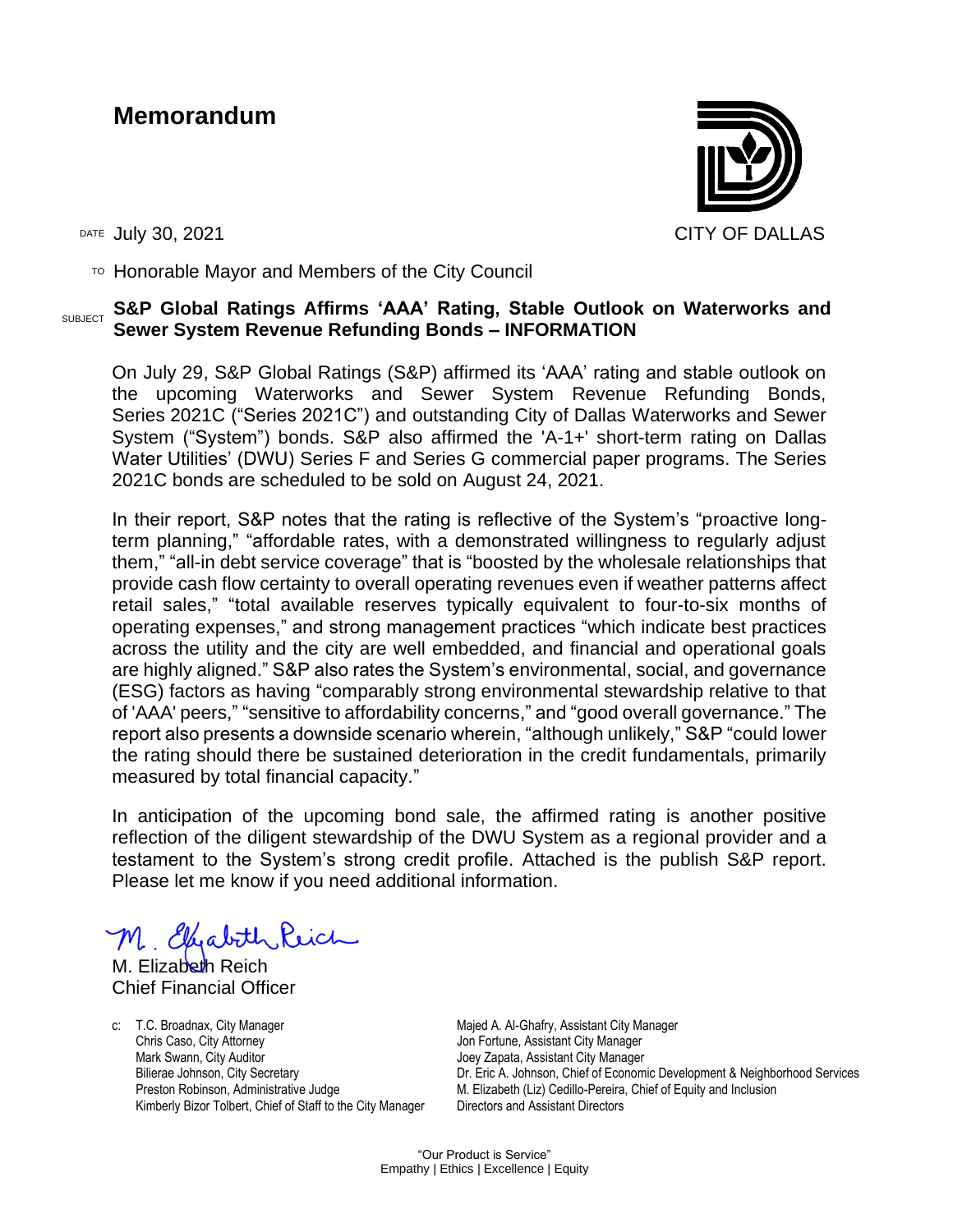# Memorandum

CITY OF DALLAS

DATE July 30, 2021

TO Honorable Mayor and Members of the City Council

SUBJECT **S&P Global Ratings Affirms 'AAA' Rating, Stable Outlook on Waterworks and Sewer System Revenue Refunding Bonds – INFORMATION**

On July 29, S&P Global Ratings (S&P) affirmed its 'AAA' rating and stable outlook on the upcoming Waterworks and Sewer System Revenue Refunding Bonds, Series 2021C ("Series 2021C") and outstanding City of Dallas Waterworks and Sewer System ("System") bonds. S&P also affirmed the 'A-1+' short-term rating on Dallas Water Utilities' (DWU) Series F and Series G commercial paper programs. The Series 2021C bonds are scheduled to be sold on August 24, 2021.

In their report, S&P notes that the rating is reflective of the System's "proactive long-term planning," "affordable rates, with a demonstrated willingness to regularly adjust them," "all-in debt service coverage" that is "boosted by the wholesale relationships that provide cash flow certainty to overall operating revenues even if weather patterns affect retail sales," "total available reserves typically equivalent to four-to-six months of operating expenses," and strong management practices "which indicate best practices across the utility and the city are well embedded, and financial and operational goals are highly aligned." S&P also rates the System's environmental, social, and governance (ESG) factors as having "comparably strong environmental stewardship relative to that of 'AAA' peers," "sensitive to affordability concerns," and "good overall governance." The report also presents a downside scenario wherein, "although unlikely," S&P "could lower the rating should there be sustained deterioration in the credit fundamentals, primarily measured by total financial capacity."

In anticipation of the upcoming bond sale, the affirmed rating is another positive reflection of the diligent stewardship of the DWU System as a regional provider and a testament to the System's strong credit profile. Attached is the publish S&P report. Please let me know if you need additional information.

M. Elizabeth Reich

M. Elizabeth Reich
Chief Financial Officer

c: T.C. Broadnax, City Manager
Chris Caso, City Attorney
Mark Swann, City Auditor
Bilierae Johnson, City Secretary
Preston Robinson, Administrative Judge
Kimberly Bizor Tolbert, Chief of Staff to the City Manager
Majed A. Al-Ghafry, Assistant City Manager
Jon Fortune, Assistant City Manager
Joey Zapata, Assistant City Manager
Dr. Eric A. Johnson, Chief of Economic Development & Neighborhood Services
M. Elizabeth (Liz) Cedillo-Pereira, Chief of Equity and Inclusion
Directors and Assistant Directors

"Our Product is Service"
Empathy | Ethics | Excellence | Equity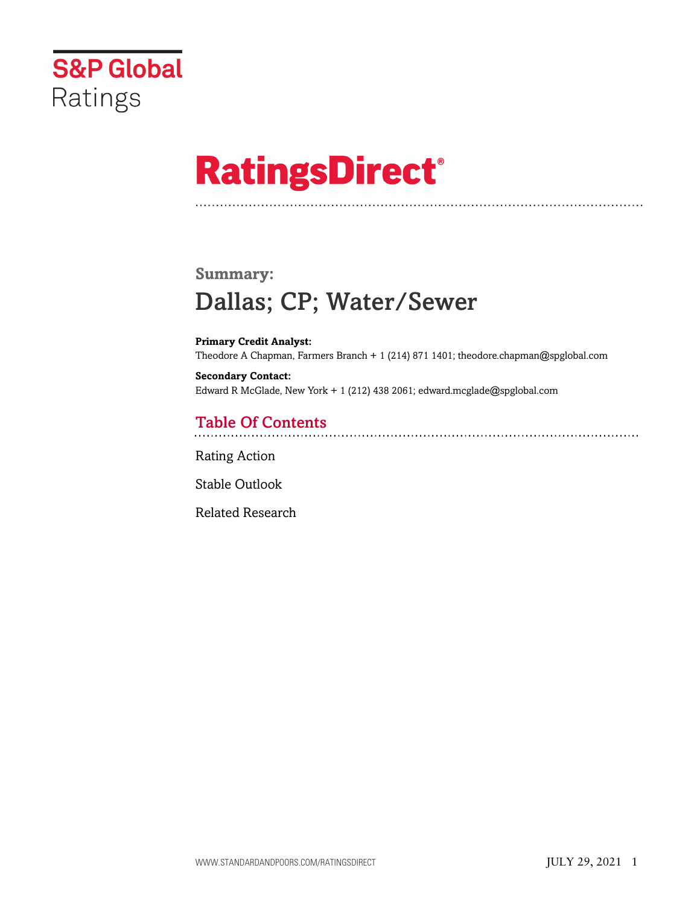S&P Global Ratings

# RatingsDirect®

## Summary:

# Dallas; CP; Water/Sewer

**Primary Credit Analyst:**
Theodore A Chapman, Farmers Branch + 1 (214) 871 1401; theodore.chapman@spglobal.com

**Secondary Contact:**
Edward R McGlade, New York + 1 (212) 438 2061; edward.mcglade@spglobal.com

## Table Of Contents

Rating Action

Stable Outlook

Related Research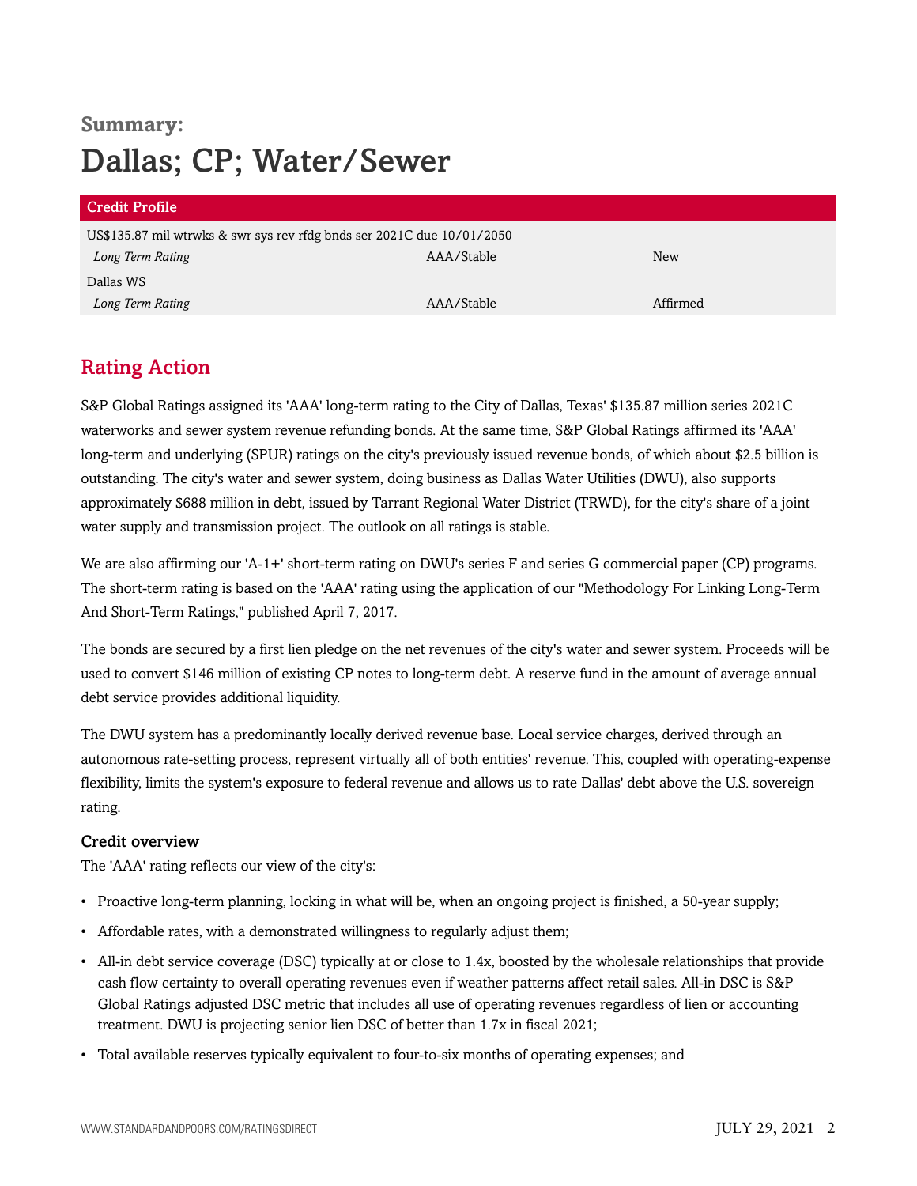# Summary:
# Dallas; CP; Water/Sewer

| Credit Profile | | |
|---|---|---|
| US$135.87 mil wtrwks & swr sys rev rfdg bnds ser 2021C due 10/01/2050 | | |
| *Long Term Rating* | AAA/Stable | New |
| Dallas WS | | |
| *Long Term Rating* | AAA/Stable | Affirmed |

## Rating Action

S&P Global Ratings assigned its 'AAA' long-term rating to the City of Dallas, Texas' $135.87 million series 2021C waterworks and sewer system revenue refunding bonds. At the same time, S&P Global Ratings affirmed its 'AAA' long-term and underlying (SPUR) ratings on the city's previously issued revenue bonds, of which about $2.5 billion is outstanding. The city's water and sewer system, doing business as Dallas Water Utilities (DWU), also supports approximately $688 million in debt, issued by Tarrant Regional Water District (TRWD), for the city's share of a joint water supply and transmission project. The outlook on all ratings is stable.

We are also affirming our 'A-1+' short-term rating on DWU's series F and series G commercial paper (CP) programs. The short-term rating is based on the 'AAA' rating using the application of our "Methodology For Linking Long-Term And Short-Term Ratings," published April 7, 2017.

The bonds are secured by a first lien pledge on the net revenues of the city's water and sewer system. Proceeds will be used to convert $146 million of existing CP notes to long-term debt. A reserve fund in the amount of average annual debt service provides additional liquidity.

The DWU system has a predominantly locally derived revenue base. Local service charges, derived through an autonomous rate-setting process, represent virtually all of both entities' revenue. This, coupled with operating-expense flexibility, limits the system's exposure to federal revenue and allows us to rate Dallas' debt above the U.S. sovereign rating.

### Credit overview

The 'AAA' rating reflects our view of the city's:

- Proactive long-term planning, locking in what will be, when an ongoing project is finished, a 50-year supply;
- Affordable rates, with a demonstrated willingness to regularly adjust them;
- All-in debt service coverage (DSC) typically at or close to 1.4x, boosted by the wholesale relationships that provide cash flow certainty to overall operating revenues even if weather patterns affect retail sales. All-in DSC is S&P Global Ratings adjusted DSC metric that includes all use of operating revenues regardless of lien or accounting treatment. DWU is projecting senior lien DSC of better than 1.7x in fiscal 2021;
- Total available reserves typically equivalent to four-to-six months of operating expenses; and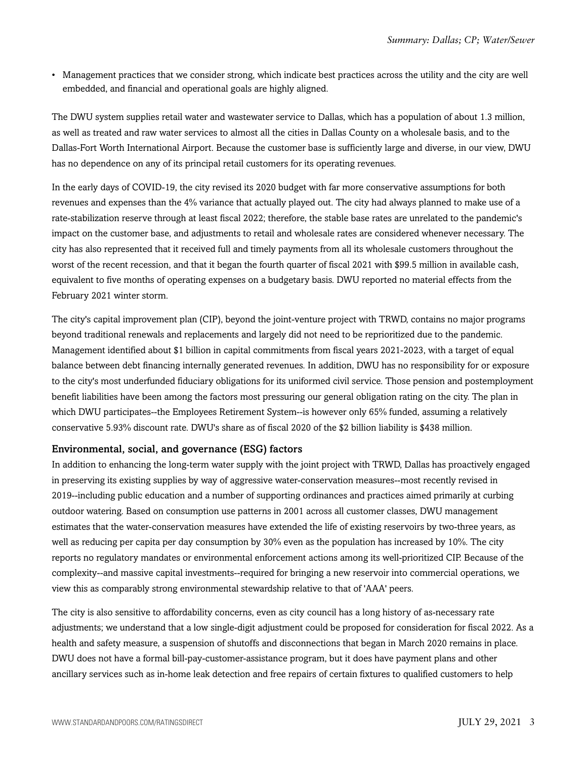- Management practices that we consider strong, which indicate best practices across the utility and the city are well embedded, and financial and operational goals are highly aligned.

The DWU system supplies retail water and wastewater service to Dallas, which has a population of about 1.3 million, as well as treated and raw water services to almost all the cities in Dallas County on a wholesale basis, and to the Dallas-Fort Worth International Airport. Because the customer base is sufficiently large and diverse, in our view, DWU has no dependence on any of its principal retail customers for its operating revenues.

In the early days of COVID-19, the city revised its 2020 budget with far more conservative assumptions for both revenues and expenses than the 4% variance that actually played out. The city had always planned to make use of a rate-stabilization reserve through at least fiscal 2022; therefore, the stable base rates are unrelated to the pandemic's impact on the customer base, and adjustments to retail and wholesale rates are considered whenever necessary. The city has also represented that it received full and timely payments from all its wholesale customers throughout the worst of the recent recession, and that it began the fourth quarter of fiscal 2021 with $99.5 million in available cash, equivalent to five months of operating expenses on a budgetary basis. DWU reported no material effects from the February 2021 winter storm.

The city's capital improvement plan (CIP), beyond the joint-venture project with TRWD, contains no major programs beyond traditional renewals and replacements and largely did not need to be reprioritized due to the pandemic. Management identified about $1 billion in capital commitments from fiscal years 2021-2023, with a target of equal balance between debt financing internally generated revenues. In addition, DWU has no responsibility for or exposure to the city's most underfunded fiduciary obligations for its uniformed civil service. Those pension and postemployment benefit liabilities have been among the factors most pressuring our general obligation rating on the city. The plan in which DWU participates--the Employees Retirement System--is however only 65% funded, assuming a relatively conservative 5.93% discount rate. DWU's share as of fiscal 2020 of the $2 billion liability is $438 million.

### Environmental, social, and governance (ESG) factors

In addition to enhancing the long-term water supply with the joint project with TRWD, Dallas has proactively engaged in preserving its existing supplies by way of aggressive water-conservation measures--most recently revised in 2019--including public education and a number of supporting ordinances and practices aimed primarily at curbing outdoor watering. Based on consumption use patterns in 2001 across all customer classes, DWU management estimates that the water-conservation measures have extended the life of existing reservoirs by two-three years, as well as reducing per capita per day consumption by 30% even as the population has increased by 10%. The city reports no regulatory mandates or environmental enforcement actions among its well-prioritized CIP. Because of the complexity--and massive capital investments--required for bringing a new reservoir into commercial operations, we view this as comparably strong environmental stewardship relative to that of 'AAA' peers.

The city is also sensitive to affordability concerns, even as city council has a long history of as-necessary rate adjustments; we understand that a low single-digit adjustment could be proposed for consideration for fiscal 2022. As a health and safety measure, a suspension of shutoffs and disconnections that began in March 2020 remains in place. DWU does not have a formal bill-pay-customer-assistance program, but it does have payment plans and other ancillary services such as in-home leak detection and free repairs of certain fixtures to qualified customers to help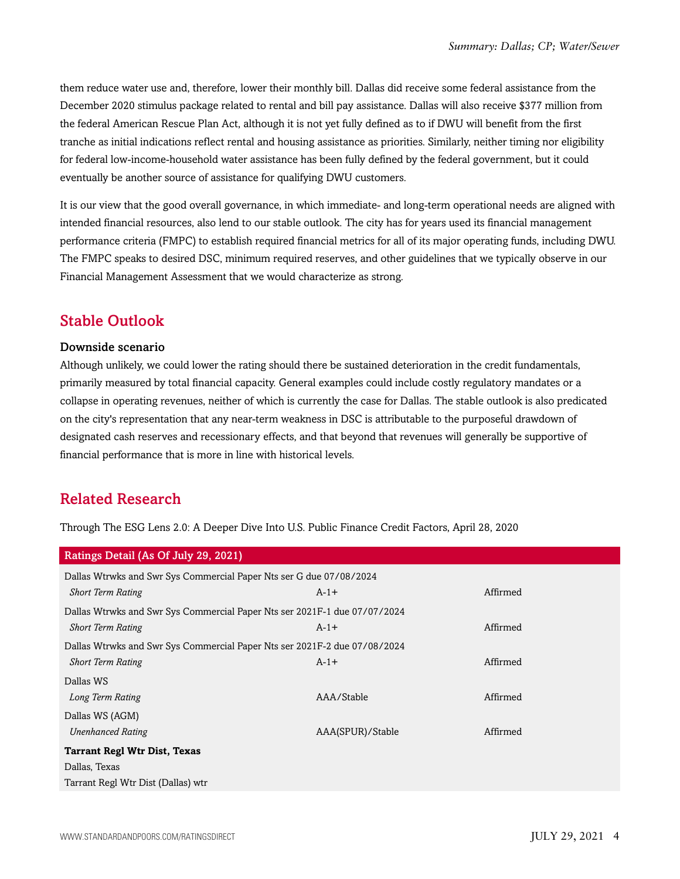them reduce water use and, therefore, lower their monthly bill. Dallas did receive some federal assistance from the December 2020 stimulus package related to rental and bill pay assistance. Dallas will also receive $377 million from the federal American Rescue Plan Act, although it is not yet fully defined as to if DWU will benefit from the first tranche as initial indications reflect rental and housing assistance as priorities. Similarly, neither timing nor eligibility for federal low-income-household water assistance has been fully defined by the federal government, but it could eventually be another source of assistance for qualifying DWU customers.

It is our view that the good overall governance, in which immediate- and long-term operational needs are aligned with intended financial resources, also lend to our stable outlook. The city has for years used its financial management performance criteria (FMPC) to establish required financial metrics for all of its major operating funds, including DWU. The FMPC speaks to desired DSC, minimum required reserves, and other guidelines that we typically observe in our Financial Management Assessment that we would characterize as strong.

## Stable Outlook

### Downside scenario

Although unlikely, we could lower the rating should there be sustained deterioration in the credit fundamentals, primarily measured by total financial capacity. General examples could include costly regulatory mandates or a collapse in operating revenues, neither of which is currently the case for Dallas. The stable outlook is also predicated on the city's representation that any near-term weakness in DSC is attributable to the purposeful drawdown of designated cash reserves and recessionary effects, and that beyond that revenues will generally be supportive of financial performance that is more in line with historical levels.

## Related Research

Through The ESG Lens 2.0: A Deeper Dive Into U.S. Public Finance Credit Factors, April 28, 2020

| Ratings Detail (As Of July 29, 2021) | | |
|---|---|---|
| Dallas Wtrwks and Swr Sys Commercial Paper Nts ser G due 07/08/2024 | | |
| *Short Term Rating* | A-1+ | Affirmed |
| Dallas Wtrwks and Swr Sys Commercial Paper Nts ser 2021F-1 due 07/07/2024 | | |
| *Short Term Rating* | A-1+ | Affirmed |
| Dallas Wtrwks and Swr Sys Commercial Paper Nts ser 2021F-2 due 07/08/2024 | | |
| *Short Term Rating* | A-1+ | Affirmed |
| Dallas WS | | |
| *Long Term Rating* | AAA/Stable | Affirmed |
| Dallas WS (AGM) | | |
| *Unenhanced Rating* | AAA(SPUR)/Stable | Affirmed |
| **Tarrant Regl Wtr Dist, Texas** | | |
| Dallas, Texas | | |
| Tarrant Regl Wtr Dist (Dallas) wtr | | |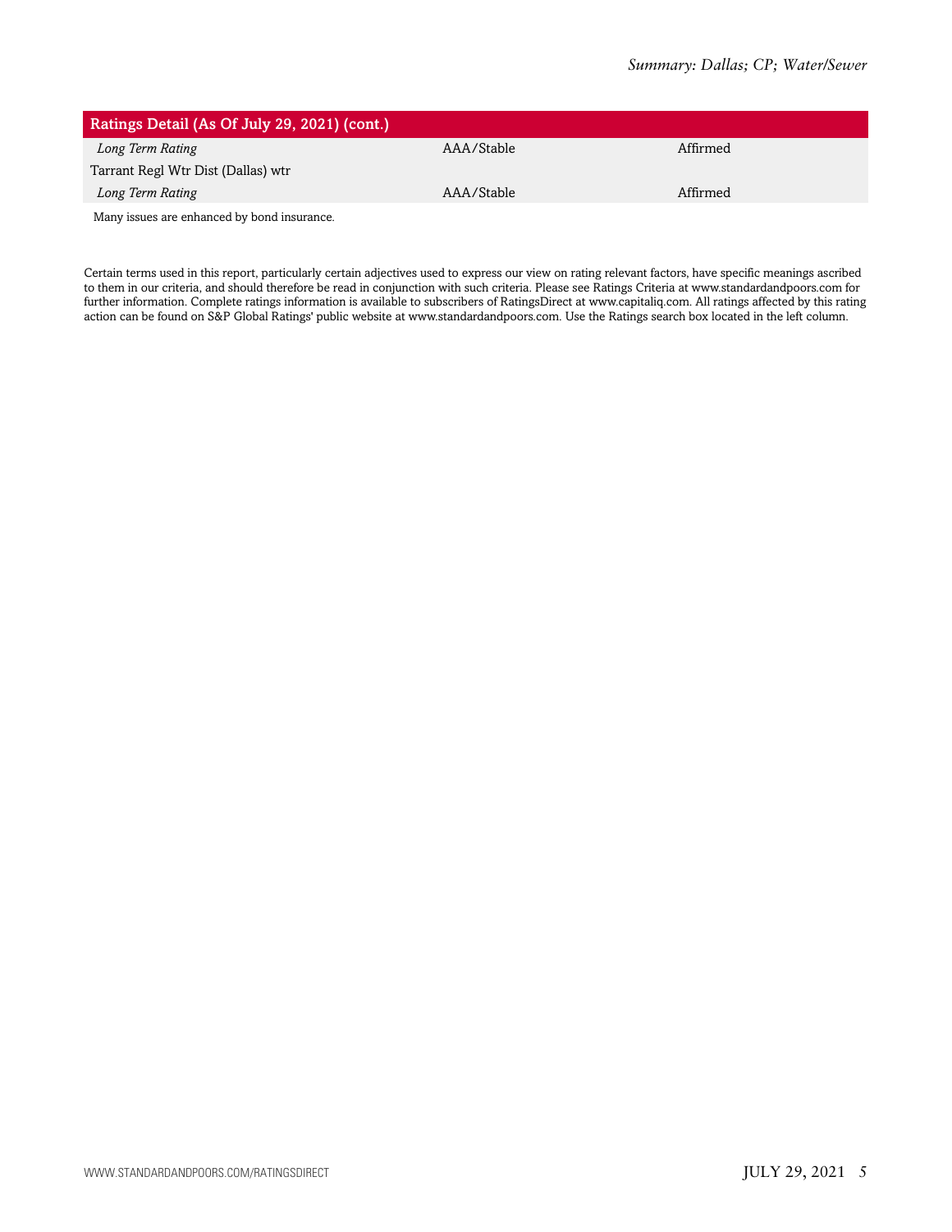| Ratings Detail (As Of July 29, 2021) (cont.) | | |
|---|---|---|
| *Long Term Rating* | AAA/Stable | Affirmed |
| Tarrant Regl Wtr Dist (Dallas) wtr | | |
| *Long Term Rating* | AAA/Stable | Affirmed |

Many issues are enhanced by bond insurance.

Certain terms used in this report, particularly certain adjectives used to express our view on rating relevant factors, have specific meanings ascribed to them in our criteria, and should therefore be read in conjunction with such criteria. Please see Ratings Criteria at www.standardandpoors.com for further information. Complete ratings information is available to subscribers of RatingsDirect at www.capitaliq.com. All ratings affected by this rating action can be found on S&P Global Ratings' public website at www.standardandpoors.com. Use the Ratings search box located in the left column.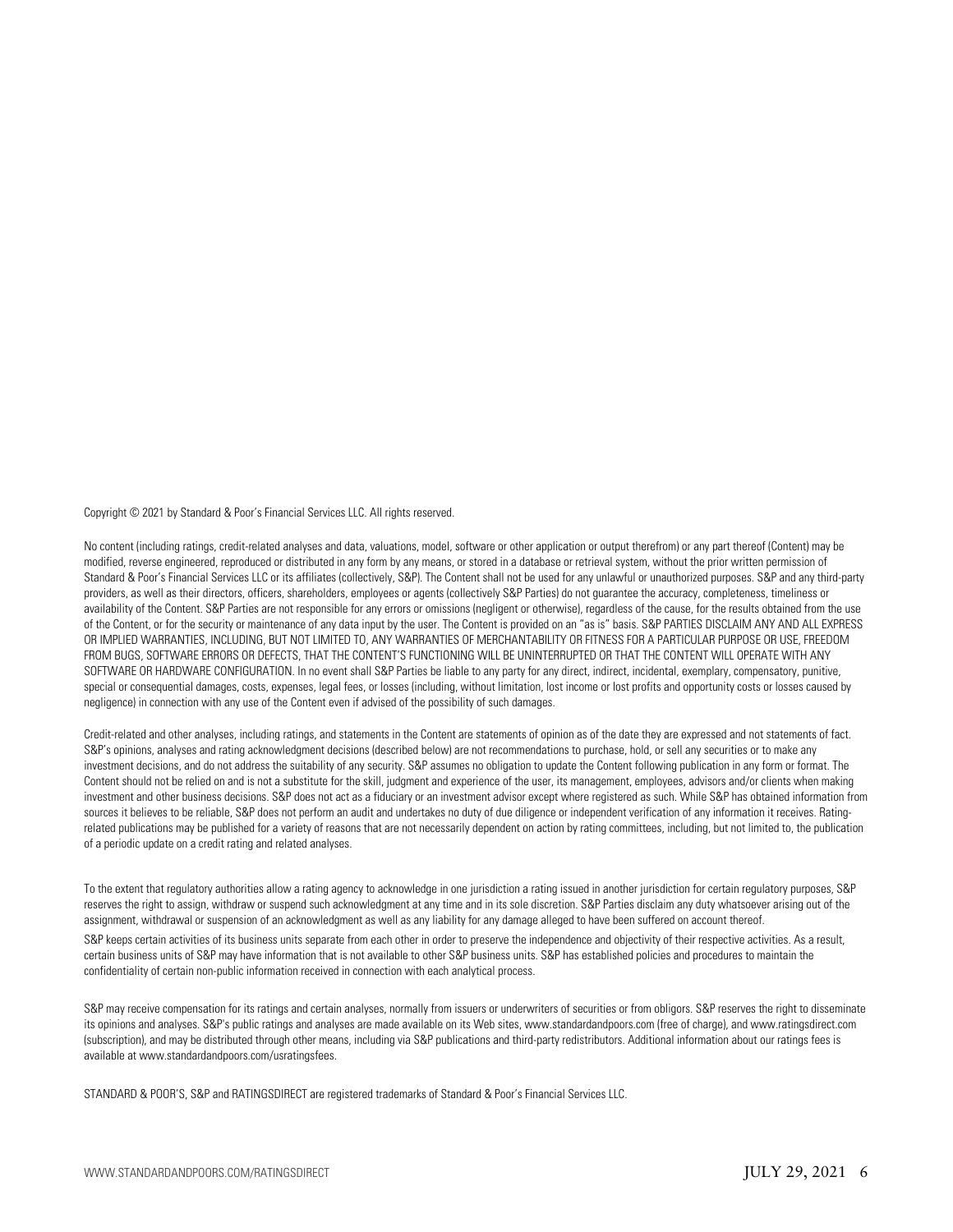Copyright © 2021 by Standard & Poor's Financial Services LLC. All rights reserved.

No content (including ratings, credit-related analyses and data, valuations, model, software or other application or output therefrom) or any part thereof (Content) may be modified, reverse engineered, reproduced or distributed in any form by any means, or stored in a database or retrieval system, without the prior written permission of Standard & Poor's Financial Services LLC or its affiliates (collectively, S&P). The Content shall not be used for any unlawful or unauthorized purposes. S&P and any third-party providers, as well as their directors, officers, shareholders, employees or agents (collectively S&P Parties) do not guarantee the accuracy, completeness, timeliness or availability of the Content. S&P Parties are not responsible for any errors or omissions (negligent or otherwise), regardless of the cause, for the results obtained from the use of the Content, or for the security or maintenance of any data input by the user. The Content is provided on an "as is" basis. S&P PARTIES DISCLAIM ANY AND ALL EXPRESS OR IMPLIED WARRANTIES, INCLUDING, BUT NOT LIMITED TO, ANY WARRANTIES OF MERCHANTABILITY OR FITNESS FOR A PARTICULAR PURPOSE OR USE, FREEDOM FROM BUGS, SOFTWARE ERRORS OR DEFECTS, THAT THE CONTENT'S FUNCTIONING WILL BE UNINTERRUPTED OR THAT THE CONTENT WILL OPERATE WITH ANY SOFTWARE OR HARDWARE CONFIGURATION. In no event shall S&P Parties be liable to any party for any direct, indirect, incidental, exemplary, compensatory, punitive, special or consequential damages, costs, expenses, legal fees, or losses (including, without limitation, lost income or lost profits and opportunity costs or losses caused by negligence) in connection with any use of the Content even if advised of the possibility of such damages.

Credit-related and other analyses, including ratings, and statements in the Content are statements of opinion as of the date they are expressed and not statements of fact. S&P's opinions, analyses and rating acknowledgment decisions (described below) are not recommendations to purchase, hold, or sell any securities or to make any investment decisions, and do not address the suitability of any security. S&P assumes no obligation to update the Content following publication in any form or format. The Content should not be relied on and is not a substitute for the skill, judgment and experience of the user, its management, employees, advisors and/or clients when making investment and other business decisions. S&P does not act as a fiduciary or an investment advisor except where registered as such. While S&P has obtained information from sources it believes to be reliable, S&P does not perform an audit and undertakes no duty of due diligence or independent verification of any information it receives. Rating-related publications may be published for a variety of reasons that are not necessarily dependent on action by rating committees, including, but not limited to, the publication of a periodic update on a credit rating and related analyses.

To the extent that regulatory authorities allow a rating agency to acknowledge in one jurisdiction a rating issued in another jurisdiction for certain regulatory purposes, S&P reserves the right to assign, withdraw or suspend such acknowledgment at any time and in its sole discretion. S&P Parties disclaim any duty whatsoever arising out of the assignment, withdrawal or suspension of an acknowledgment as well as any liability for any damage alleged to have been suffered on account thereof.

S&P keeps certain activities of its business units separate from each other in order to preserve the independence and objectivity of their respective activities. As a result, certain business units of S&P may have information that is not available to other S&P business units. S&P has established policies and procedures to maintain the confidentiality of certain non-public information received in connection with each analytical process.

S&P may receive compensation for its ratings and certain analyses, normally from issuers or underwriters of securities or from obligors. S&P reserves the right to disseminate its opinions and analyses. S&P's public ratings and analyses are made available on its Web sites, www.standardandpoors.com (free of charge), and www.ratingsdirect.com (subscription), and may be distributed through other means, including via S&P publications and third-party redistributors. Additional information about our ratings fees is available at www.standardandpoors.com/usratingsfees.

STANDARD & POOR'S, S&P and RATINGSDIRECT are registered trademarks of Standard & Poor's Financial Services LLC.